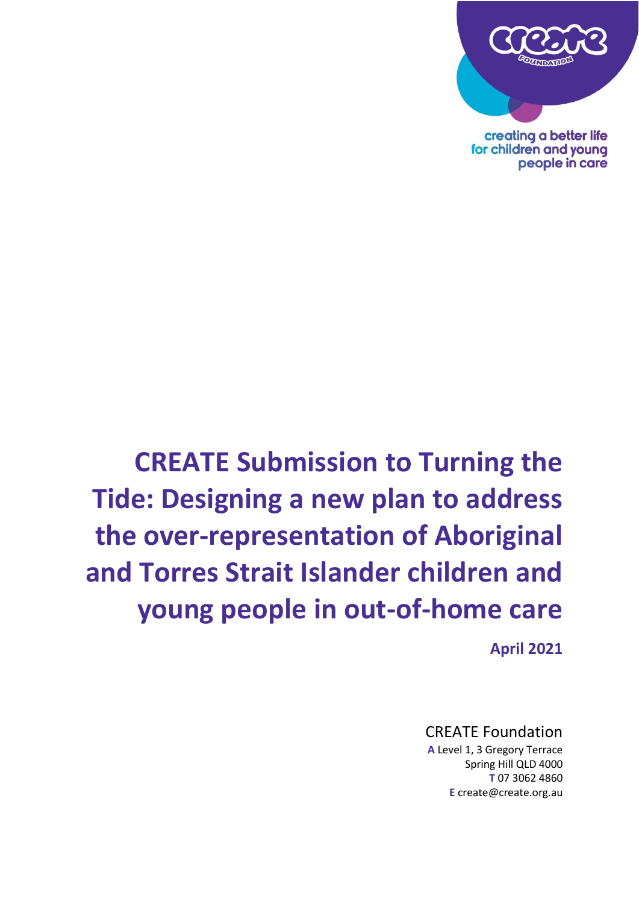creating a better life for children and young people in care

# CREATE Submission to Turning the Tide: Designing a new plan to address the over-representation of Aboriginal and Torres Strait Islander children and young people in out-of-home care

**April 2021**

CREATE Foundation
**A** Level 1, 3 Gregory Terrace
Spring Hill QLD 4000
**T** 07 3062 4860
**E** create@create.org.au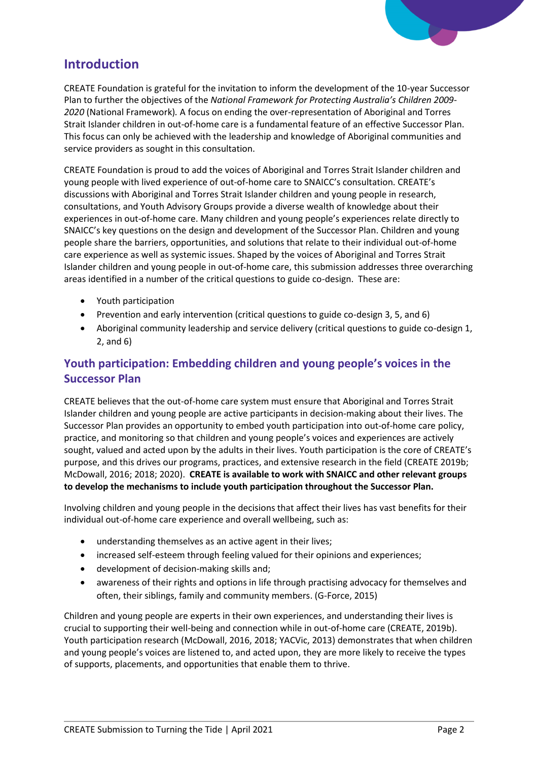## Introduction

CREATE Foundation is grateful for the invitation to inform the development of the 10-year Successor Plan to further the objectives of the *National Framework for Protecting Australia's Children 2009-2020* (National Framework). A focus on ending the over-representation of Aboriginal and Torres Strait Islander children in out-of-home care is a fundamental feature of an effective Successor Plan. This focus can only be achieved with the leadership and knowledge of Aboriginal communities and service providers as sought in this consultation.

CREATE Foundation is proud to add the voices of Aboriginal and Torres Strait Islander children and young people with lived experience of out-of-home care to SNAICC's consultation. CREATE's discussions with Aboriginal and Torres Strait Islander children and young people in research, consultations, and Youth Advisory Groups provide a diverse wealth of knowledge about their experiences in out-of-home care. Many children and young people's experiences relate directly to SNAICC's key questions on the design and development of the Successor Plan. Children and young people share the barriers, opportunities, and solutions that relate to their individual out-of-home care experience as well as systemic issues. Shaped by the voices of Aboriginal and Torres Strait Islander children and young people in out-of-home care, this submission addresses three overarching areas identified in a number of the critical questions to guide co-design. These are:

- Youth participation
- Prevention and early intervention (critical questions to guide co-design 3, 5, and 6)
- Aboriginal community leadership and service delivery (critical questions to guide co-design 1, 2, and 6)

## Youth participation: Embedding children and young people's voices in the Successor Plan

CREATE believes that the out-of-home care system must ensure that Aboriginal and Torres Strait Islander children and young people are active participants in decision-making about their lives. The Successor Plan provides an opportunity to embed youth participation into out-of-home care policy, practice, and monitoring so that children and young people's voices and experiences are actively sought, valued and acted upon by the adults in their lives. Youth participation is the core of CREATE's purpose, and this drives our programs, practices, and extensive research in the field (CREATE 2019b; McDowall, 2016; 2018; 2020). **CREATE is available to work with SNAICC and other relevant groups to develop the mechanisms to include youth participation throughout the Successor Plan.**

Involving children and young people in the decisions that affect their lives has vast benefits for their individual out-of-home care experience and overall wellbeing, such as:

- understanding themselves as an active agent in their lives;
- increased self-esteem through feeling valued for their opinions and experiences;
- development of decision-making skills and;
- awareness of their rights and options in life through practising advocacy for themselves and often, their siblings, family and community members. (G-Force, 2015)

Children and young people are experts in their own experiences, and understanding their lives is crucial to supporting their well-being and connection while in out-of-home care (CREATE, 2019b). Youth participation research (McDowall, 2016, 2018; YACVic, 2013) demonstrates that when children and young people's voices are listened to, and acted upon, they are more likely to receive the types of supports, placements, and opportunities that enable them to thrive.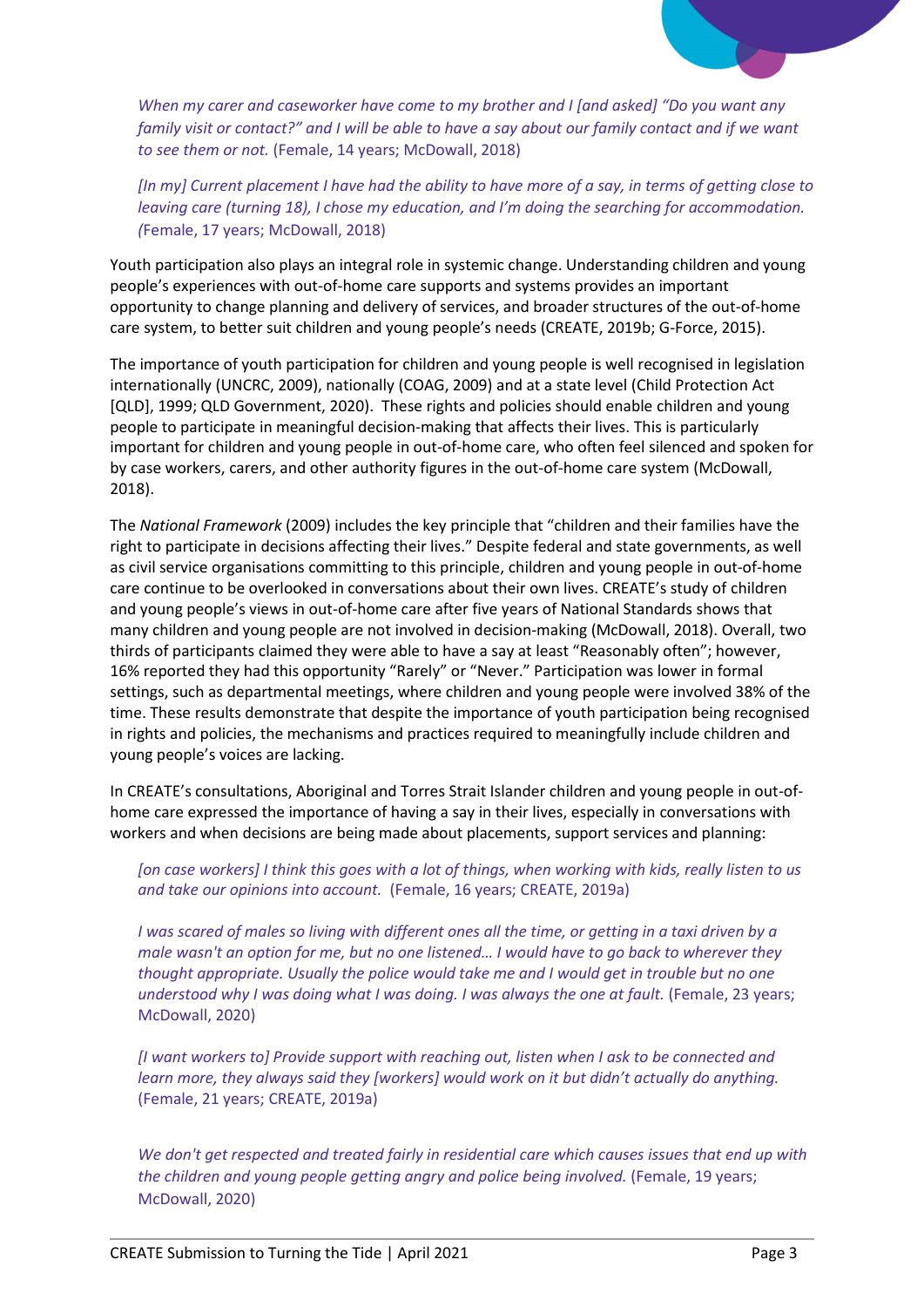> *When my carer and caseworker have come to my brother and I [and asked] "Do you want any family visit or contact?" and I will be able to have a say about our family contact and if we want to see them or not.* (Female, 14 years; McDowall, 2018)

> *[In my] Current placement I have had the ability to have more of a say, in terms of getting close to leaving care (turning 18), I chose my education, and I'm doing the searching for accommodation. (*Female, 17 years; McDowall, 2018)

Youth participation also plays an integral role in systemic change. Understanding children and young people's experiences with out-of-home care supports and systems provides an important opportunity to change planning and delivery of services, and broader structures of the out-of-home care system, to better suit children and young people's needs (CREATE, 2019b; G-Force, 2015).

The importance of youth participation for children and young people is well recognised in legislation internationally (UNCRC, 2009), nationally (COAG, 2009) and at a state level (Child Protection Act [QLD], 1999; QLD Government, 2020). These rights and policies should enable children and young people to participate in meaningful decision-making that affects their lives. This is particularly important for children and young people in out-of-home care, who often feel silenced and spoken for by case workers, carers, and other authority figures in the out-of-home care system (McDowall, 2018).

The *National Framework* (2009) includes the key principle that "children and their families have the right to participate in decisions affecting their lives." Despite federal and state governments, as well as civil service organisations committing to this principle, children and young people in out-of-home care continue to be overlooked in conversations about their own lives. CREATE's study of children and young people's views in out-of-home care after five years of National Standards shows that many children and young people are not involved in decision-making (McDowall, 2018). Overall, two thirds of participants claimed they were able to have a say at least "Reasonably often"; however, 16% reported they had this opportunity "Rarely" or "Never." Participation was lower in formal settings, such as departmental meetings, where children and young people were involved 38% of the time. These results demonstrate that despite the importance of youth participation being recognised in rights and policies, the mechanisms and practices required to meaningfully include children and young people's voices are lacking.

In CREATE's consultations, Aboriginal and Torres Strait Islander children and young people in out-of-home care expressed the importance of having a say in their lives, especially in conversations with workers and when decisions are being made about placements, support services and planning:

> *[on case workers] I think this goes with a lot of things, when working with kids, really listen to us and take our opinions into account.* (Female, 16 years; CREATE, 2019a)

> *I was scared of males so living with different ones all the time, or getting in a taxi driven by a male wasn't an option for me, but no one listened… I would have to go back to wherever they thought appropriate. Usually the police would take me and I would get in trouble but no one understood why I was doing what I was doing. I was always the one at fault.* (Female, 23 years; McDowall, 2020)

> *[I want workers to] Provide support with reaching out, listen when I ask to be connected and learn more, they always said they [workers] would work on it but didn't actually do anything.* (Female, 21 years; CREATE, 2019a)

> *We don't get respected and treated fairly in residential care which causes issues that end up with the children and young people getting angry and police being involved.* (Female, 19 years; McDowall, 2020)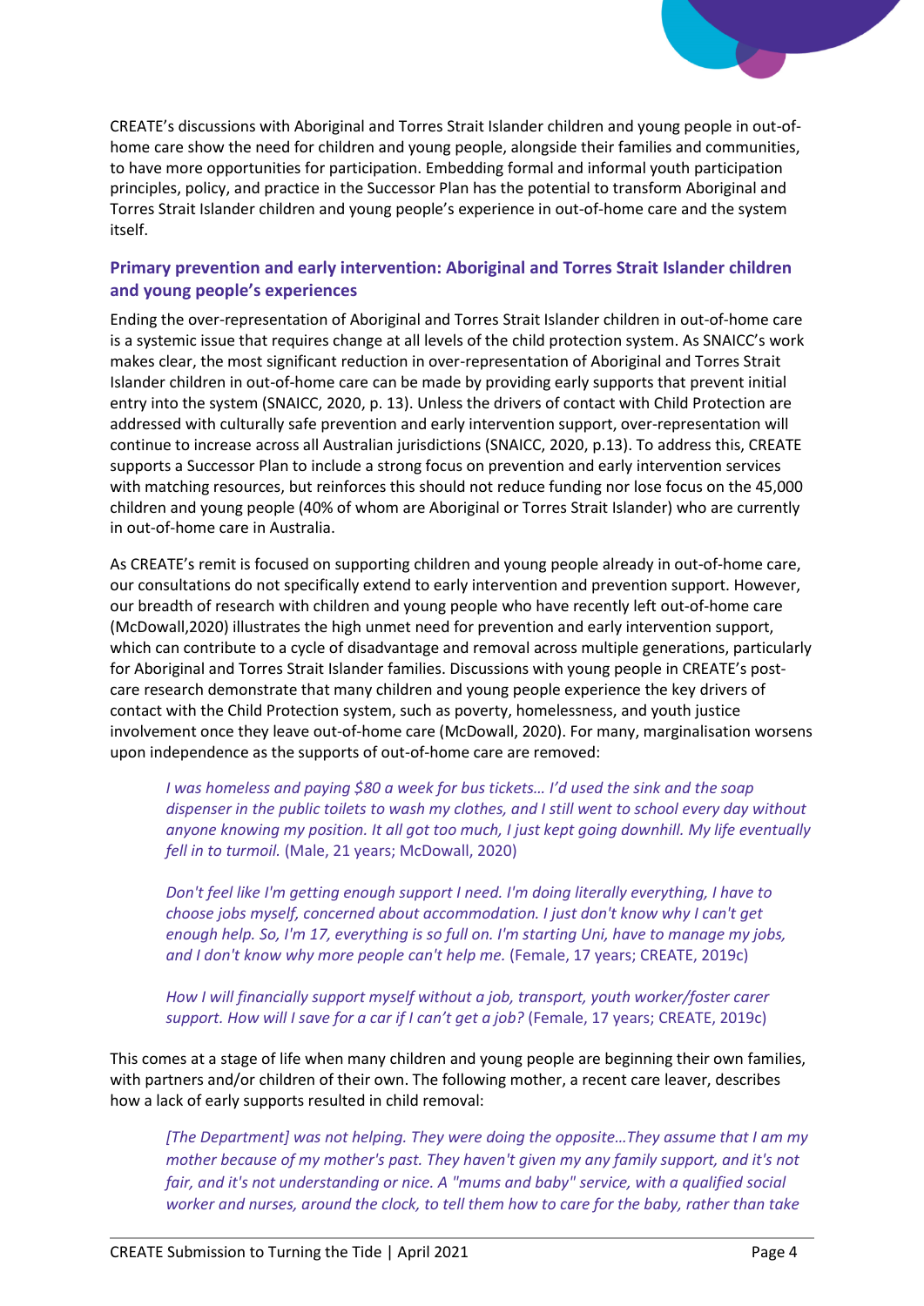CREATE's discussions with Aboriginal and Torres Strait Islander children and young people in out-of-home care show the need for children and young people, alongside their families and communities, to have more opportunities for participation. Embedding formal and informal youth participation principles, policy, and practice in the Successor Plan has the potential to transform Aboriginal and Torres Strait Islander children and young people's experience in out-of-home care and the system itself.

## Primary prevention and early intervention: Aboriginal and Torres Strait Islander children and young people's experiences

Ending the over-representation of Aboriginal and Torres Strait Islander children in out-of-home care is a systemic issue that requires change at all levels of the child protection system. As SNAICC's work makes clear, the most significant reduction in over-representation of Aboriginal and Torres Strait Islander children in out-of-home care can be made by providing early supports that prevent initial entry into the system (SNAICC, 2020, p. 13). Unless the drivers of contact with Child Protection are addressed with culturally safe prevention and early intervention support, over-representation will continue to increase across all Australian jurisdictions (SNAICC, 2020, p.13). To address this, CREATE supports a Successor Plan to include a strong focus on prevention and early intervention services with matching resources, but reinforces this should not reduce funding nor lose focus on the 45,000 children and young people (40% of whom are Aboriginal or Torres Strait Islander) who are currently in out-of-home care in Australia.

As CREATE's remit is focused on supporting children and young people already in out-of-home care, our consultations do not specifically extend to early intervention and prevention support. However, our breadth of research with children and young people who have recently left out-of-home care (McDowall,2020) illustrates the high unmet need for prevention and early intervention support, which can contribute to a cycle of disadvantage and removal across multiple generations, particularly for Aboriginal and Torres Strait Islander families. Discussions with young people in CREATE's post-care research demonstrate that many children and young people experience the key drivers of contact with the Child Protection system, such as poverty, homelessness, and youth justice involvement once they leave out-of-home care (McDowall, 2020). For many, marginalisation worsens upon independence as the supports of out-of-home care are removed:

> *I was homeless and paying $80 a week for bus tickets… I'd used the sink and the soap dispenser in the public toilets to wash my clothes, and I still went to school every day without anyone knowing my position. It all got too much, I just kept going downhill. My life eventually fell in to turmoil.* (Male, 21 years; McDowall, 2020)

> *Don't feel like I'm getting enough support I need. I'm doing literally everything, I have to choose jobs myself, concerned about accommodation. I just don't know why I can't get enough help. So, I'm 17, everything is so full on. I'm starting Uni, have to manage my jobs, and I don't know why more people can't help me.* (Female, 17 years; CREATE, 2019c)

> *How I will financially support myself without a job, transport, youth worker/foster carer support. How will I save for a car if I can't get a job?* (Female, 17 years; CREATE, 2019c)

This comes at a stage of life when many children and young people are beginning their own families, with partners and/or children of their own. The following mother, a recent care leaver, describes how a lack of early supports resulted in child removal:

> *[The Department] was not helping. They were doing the opposite…They assume that I am my mother because of my mother's past. They haven't given my any family support, and it's not fair, and it's not understanding or nice. A "mums and baby" service, with a qualified social worker and nurses, around the clock, to tell them how to care for the baby, rather than take*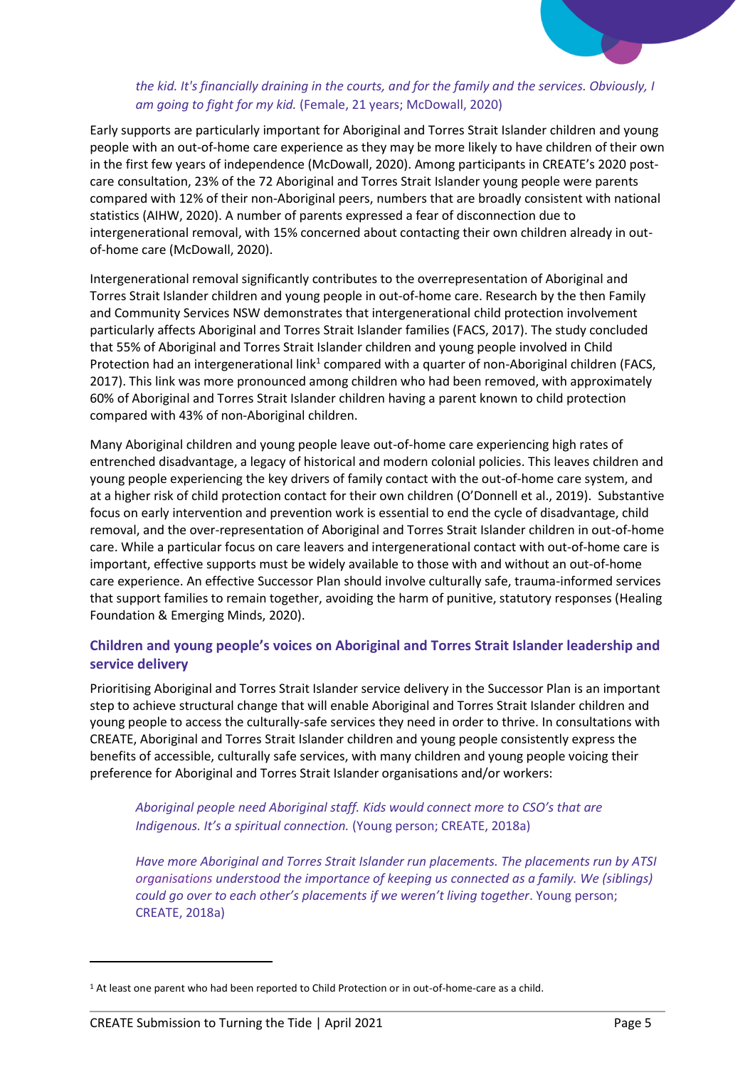*the kid. It's financially draining in the courts, and for the family and the services. Obviously, I am going to fight for my kid.* (Female, 21 years; McDowall, 2020)

Early supports are particularly important for Aboriginal and Torres Strait Islander children and young people with an out-of-home care experience as they may be more likely to have children of their own in the first few years of independence (McDowall, 2020). Among participants in CREATE's 2020 post-care consultation, 23% of the 72 Aboriginal and Torres Strait Islander young people were parents compared with 12% of their non-Aboriginal peers, numbers that are broadly consistent with national statistics (AIHW, 2020). A number of parents expressed a fear of disconnection due to intergenerational removal, with 15% concerned about contacting their own children already in out-of-home care (McDowall, 2020).

Intergenerational removal significantly contributes to the overrepresentation of Aboriginal and Torres Strait Islander children and young people in out-of-home care. Research by the then Family and Community Services NSW demonstrates that intergenerational child protection involvement particularly affects Aboriginal and Torres Strait Islander families (FACS, 2017). The study concluded that 55% of Aboriginal and Torres Strait Islander children and young people involved in Child Protection had an intergenerational link[1] compared with a quarter of non-Aboriginal children (FACS, 2017). This link was more pronounced among children who had been removed, with approximately 60% of Aboriginal and Torres Strait Islander children having a parent known to child protection compared with 43% of non-Aboriginal children.

Many Aboriginal children and young people leave out-of-home care experiencing high rates of entrenched disadvantage, a legacy of historical and modern colonial policies. This leaves children and young people experiencing the key drivers of family contact with the out-of-home care system, and at a higher risk of child protection contact for their own children (O'Donnell et al., 2019). Substantive focus on early intervention and prevention work is essential to end the cycle of disadvantage, child removal, and the over-representation of Aboriginal and Torres Strait Islander children in out-of-home care. While a particular focus on care leavers and intergenerational contact with out-of-home care is important, effective supports must be widely available to those with and without an out-of-home care experience. An effective Successor Plan should involve culturally safe, trauma-informed services that support families to remain together, avoiding the harm of punitive, statutory responses (Healing Foundation & Emerging Minds, 2020).

### Children and young people's voices on Aboriginal and Torres Strait Islander leadership and service delivery

Prioritising Aboriginal and Torres Strait Islander service delivery in the Successor Plan is an important step to achieve structural change that will enable Aboriginal and Torres Strait Islander children and young people to access the culturally-safe services they need in order to thrive. In consultations with CREATE, Aboriginal and Torres Strait Islander children and young people consistently express the benefits of accessible, culturally safe services, with many children and young people voicing their preference for Aboriginal and Torres Strait Islander organisations and/or workers:

> *Aboriginal people need Aboriginal staff. Kids would connect more to CSO's that are Indigenous. It's a spiritual connection.* (Young person; CREATE, 2018a)

> *Have more Aboriginal and Torres Strait Islander run placements. The placements run by ATSI organisations understood the importance of keeping us connected as a family. We (siblings) could go over to each other's placements if we weren't living together*. Young person; CREATE, 2018a)

---

[1] At least one parent who had been reported to Child Protection or in out-of-home-care as a child.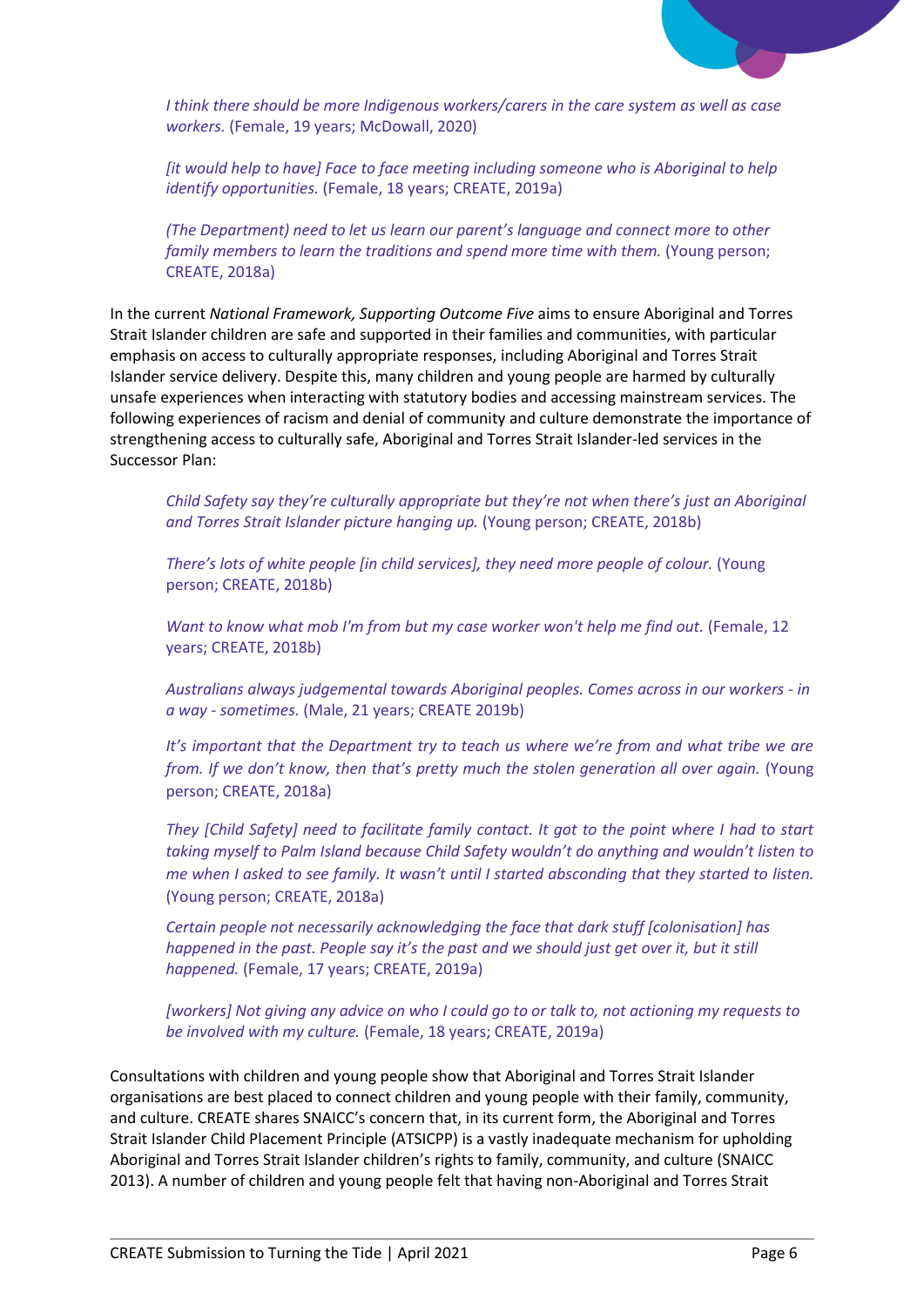> *I think there should be more Indigenous workers/carers in the care system as well as case workers.* (Female, 19 years; McDowall, 2020)

> *[it would help to have] Face to face meeting including someone who is Aboriginal to help identify opportunities.* (Female, 18 years; CREATE, 2019a)

> *(The Department) need to let us learn our parent's language and connect more to other family members to learn the traditions and spend more time with them.* (Young person; CREATE, 2018a)

In the current *National Framework, Supporting Outcome Five* aims to ensure Aboriginal and Torres Strait Islander children are safe and supported in their families and communities, with particular emphasis on access to culturally appropriate responses, including Aboriginal and Torres Strait Islander service delivery. Despite this, many children and young people are harmed by culturally unsafe experiences when interacting with statutory bodies and accessing mainstream services. The following experiences of racism and denial of community and culture demonstrate the importance of strengthening access to culturally safe, Aboriginal and Torres Strait Islander-led services in the Successor Plan:

> *Child Safety say they're culturally appropriate but they're not when there's just an Aboriginal and Torres Strait Islander picture hanging up.* (Young person; CREATE, 2018b)

> *There's lots of white people [in child services], they need more people of colour.* (Young person; CREATE, 2018b)

> *Want to know what mob I'm from but my case worker won't help me find out.* (Female, 12 years; CREATE, 2018b)

> *Australians always judgemental towards Aboriginal peoples. Comes across in our workers - in a way - sometimes.* (Male, 21 years; CREATE 2019b)

> *It's important that the Department try to teach us where we're from and what tribe we are from. If we don't know, then that's pretty much the stolen generation all over again.* (Young person; CREATE, 2018a)

> *They [Child Safety] need to facilitate family contact. It got to the point where I had to start taking myself to Palm Island because Child Safety wouldn't do anything and wouldn't listen to me when I asked to see family. It wasn't until I started absconding that they started to listen.* (Young person; CREATE, 2018a)

> *Certain people not necessarily acknowledging the face that dark stuff [colonisation] has happened in the past. People say it's the past and we should just get over it, but it still happened.* (Female, 17 years; CREATE, 2019a)

> *[workers] Not giving any advice on who I could go to or talk to, not actioning my requests to be involved with my culture.* (Female, 18 years; CREATE, 2019a)

Consultations with children and young people show that Aboriginal and Torres Strait Islander organisations are best placed to connect children and young people with their family, community, and culture. CREATE shares SNAICC's concern that, in its current form, the Aboriginal and Torres Strait Islander Child Placement Principle (ATSICPP) is a vastly inadequate mechanism for upholding Aboriginal and Torres Strait Islander children's rights to family, community, and culture (SNAICC 2013). A number of children and young people felt that having non-Aboriginal and Torres Strait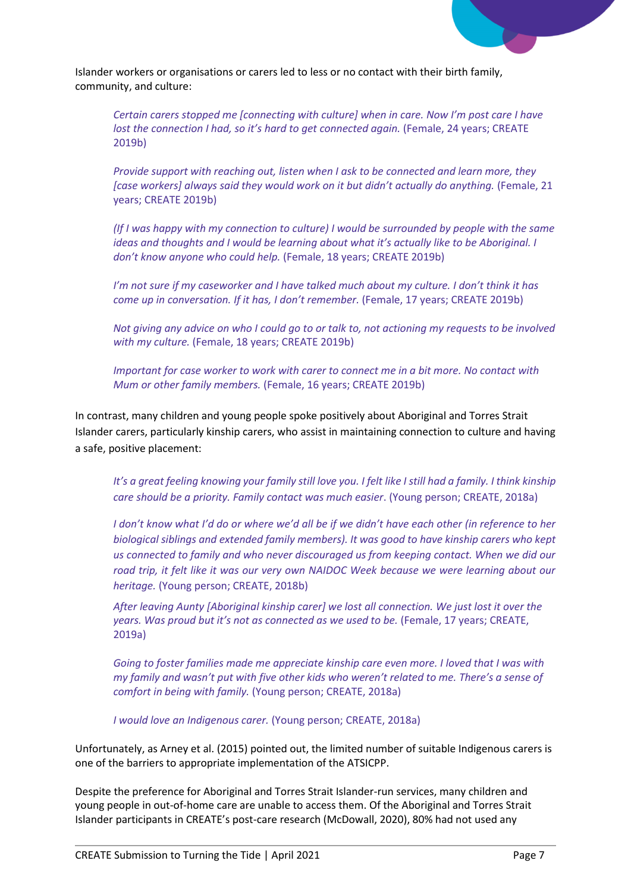Islander workers or organisations or carers led to less or no contact with their birth family, community, and culture:

> *Certain carers stopped me [connecting with culture] when in care. Now I'm post care I have lost the connection I had, so it's hard to get connected again.* (Female, 24 years; CREATE 2019b)
>
> *Provide support with reaching out, listen when I ask to be connected and learn more, they [case workers] always said they would work on it but didn't actually do anything.* (Female, 21 years; CREATE 2019b)
>
> *(If I was happy with my connection to culture) I would be surrounded by people with the same ideas and thoughts and I would be learning about what it's actually like to be Aboriginal. I don't know anyone who could help.* (Female, 18 years; CREATE 2019b)
>
> *I'm not sure if my caseworker and I have talked much about my culture. I don't think it has come up in conversation. If it has, I don't remember.* (Female, 17 years; CREATE 2019b)
>
> *Not giving any advice on who I could go to or talk to, not actioning my requests to be involved with my culture.* (Female, 18 years; CREATE 2019b)
>
> *Important for case worker to work with carer to connect me in a bit more. No contact with Mum or other family members.* (Female, 16 years; CREATE 2019b)

In contrast, many children and young people spoke positively about Aboriginal and Torres Strait Islander carers, particularly kinship carers, who assist in maintaining connection to culture and having a safe, positive placement:

> *It's a great feeling knowing your family still love you. I felt like I still had a family. I think kinship care should be a priority. Family contact was much easier*. (Young person; CREATE, 2018a)
>
> *I don't know what I'd do or where we'd all be if we didn't have each other (in reference to her biological siblings and extended family members). It was good to have kinship carers who kept us connected to family and who never discouraged us from keeping contact. When we did our road trip, it felt like it was our very own NAIDOC Week because we were learning about our heritage.* (Young person; CREATE, 2018b)
>
> *After leaving Aunty [Aboriginal kinship carer] we lost all connection. We just lost it over the years. Was proud but it's not as connected as we used to be.* (Female, 17 years; CREATE, 2019a)
>
> *Going to foster families made me appreciate kinship care even more. I loved that I was with my family and wasn't put with five other kids who weren't related to me. There's a sense of comfort in being with family.* (Young person; CREATE, 2018a)
>
> *I would love an Indigenous carer.* (Young person; CREATE, 2018a)

Unfortunately, as Arney et al. (2015) pointed out, the limited number of suitable Indigenous carers is one of the barriers to appropriate implementation of the ATSICPP.

Despite the preference for Aboriginal and Torres Strait Islander-run services, many children and young people in out-of-home care are unable to access them. Of the Aboriginal and Torres Strait Islander participants in CREATE's post-care research (McDowall, 2020), 80% had not used any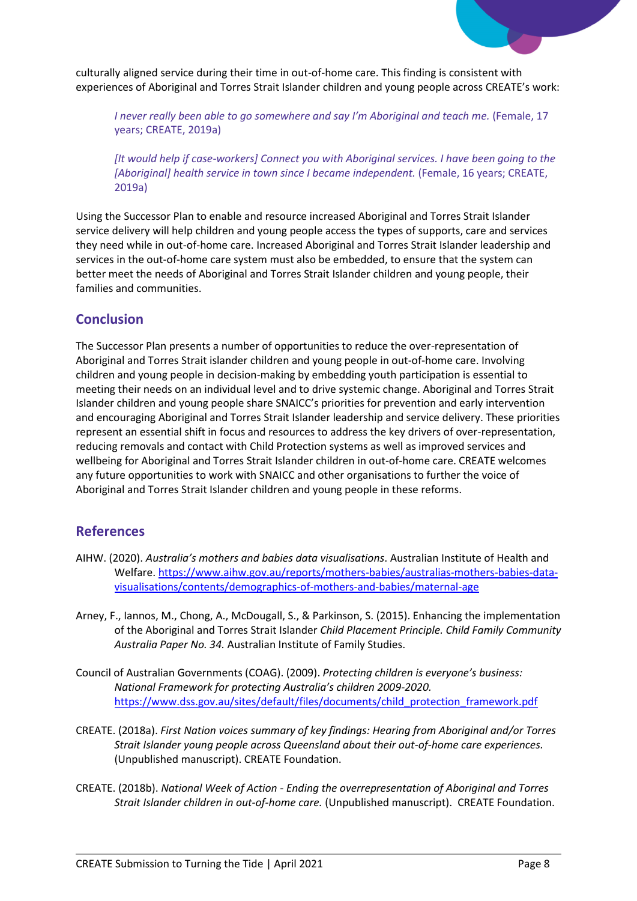culturally aligned service during their time in out-of-home care. This finding is consistent with experiences of Aboriginal and Torres Strait Islander children and young people across CREATE's work:

> *I never really been able to go somewhere and say I'm Aboriginal and teach me.* (Female, 17 years; CREATE, 2019a)

> *[It would help if case-workers] Connect you with Aboriginal services. I have been going to the [Aboriginal] health service in town since I became independent.* (Female, 16 years; CREATE, 2019a)

Using the Successor Plan to enable and resource increased Aboriginal and Torres Strait Islander service delivery will help children and young people access the types of supports, care and services they need while in out-of-home care. Increased Aboriginal and Torres Strait Islander leadership and services in the out-of-home care system must also be embedded, to ensure that the system can better meet the needs of Aboriginal and Torres Strait Islander children and young people, their families and communities.

## Conclusion

The Successor Plan presents a number of opportunities to reduce the over-representation of Aboriginal and Torres Strait islander children and young people in out-of-home care. Involving children and young people in decision-making by embedding youth participation is essential to meeting their needs on an individual level and to drive systemic change. Aboriginal and Torres Strait Islander children and young people share SNAICC's priorities for prevention and early intervention and encouraging Aboriginal and Torres Strait Islander leadership and service delivery. These priorities represent an essential shift in focus and resources to address the key drivers of over-representation, reducing removals and contact with Child Protection systems as well as improved services and wellbeing for Aboriginal and Torres Strait Islander children in out-of-home care. CREATE welcomes any future opportunities to work with SNAICC and other organisations to further the voice of Aboriginal and Torres Strait Islander children and young people in these reforms.

## References

AIHW. (2020). *Australia's mothers and babies data visualisations*. Australian Institute of Health and Welfare. https://www.aihw.gov.au/reports/mothers-babies/australias-mothers-babies-data-visualisations/contents/demographics-of-mothers-and-babies/maternal-age

Arney, F., Iannos, M., Chong, A., McDougall, S., & Parkinson, S. (2015). Enhancing the implementation of the Aboriginal and Torres Strait Islander *Child Placement Principle. Child Family Community Australia Paper No. 34.* Australian Institute of Family Studies.

Council of Australian Governments (COAG). (2009). *Protecting children is everyone's business: National Framework for protecting Australia's children 2009-2020.* https://www.dss.gov.au/sites/default/files/documents/child_protection_framework.pdf

CREATE. (2018a). *First Nation voices summary of key findings: Hearing from Aboriginal and/or Torres Strait Islander young people across Queensland about their out-of-home care experiences.* (Unpublished manuscript). CREATE Foundation.

CREATE. (2018b). *National Week of Action - Ending the overrepresentation of Aboriginal and Torres Strait Islander children in out-of-home care.* (Unpublished manuscript). CREATE Foundation.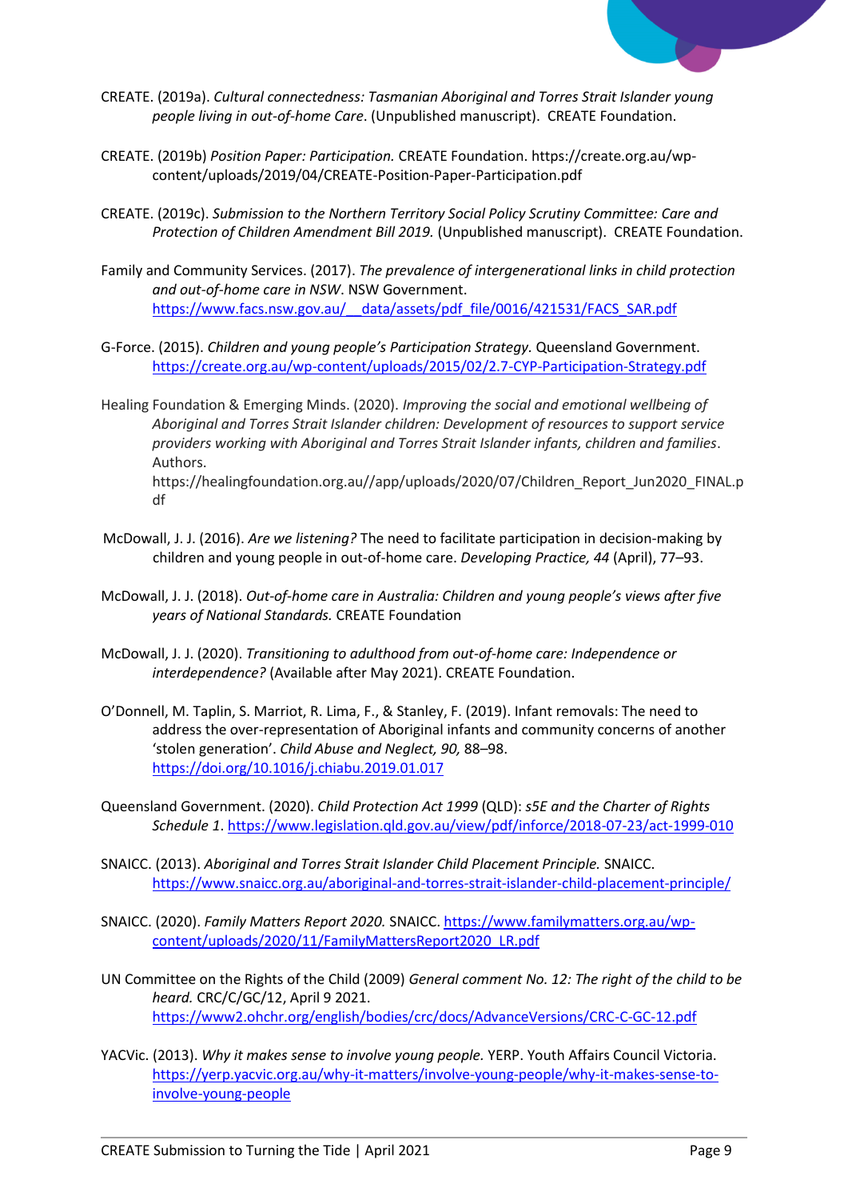CREATE. (2019a). *Cultural connectedness: Tasmanian Aboriginal and Torres Strait Islander young people living in out-of-home Care*. (Unpublished manuscript). CREATE Foundation.

CREATE. (2019b) *Position Paper: Participation.* CREATE Foundation. https://create.org.au/wp-content/uploads/2019/04/CREATE-Position-Paper-Participation.pdf

CREATE. (2019c). *Submission to the Northern Territory Social Policy Scrutiny Committee: Care and Protection of Children Amendment Bill 2019.* (Unpublished manuscript). CREATE Foundation.

Family and Community Services. (2017). *The prevalence of intergenerational links in child protection and out-of-home care in NSW*. NSW Government. https://www.facs.nsw.gov.au/__data/assets/pdf_file/0016/421531/FACS_SAR.pdf

G-Force. (2015). *Children and young people's Participation Strategy.* Queensland Government. https://create.org.au/wp-content/uploads/2015/02/2.7-CYP-Participation-Strategy.pdf

Healing Foundation & Emerging Minds. (2020). *Improving the social and emotional wellbeing of Aboriginal and Torres Strait Islander children: Development of resources to support service providers working with Aboriginal and Torres Strait Islander infants, children and families*. Authors. https://healingfoundation.org.au//app/uploads/2020/07/Children_Report_Jun2020_FINAL.pdf

McDowall, J. J. (2016). *Are we listening?* The need to facilitate participation in decision-making by children and young people in out-of-home care. *Developing Practice, 44* (April), 77–93.

McDowall, J. J. (2018). *Out-of-home care in Australia: Children and young people's views after five years of National Standards.* CREATE Foundation

McDowall, J. J. (2020). *Transitioning to adulthood from out-of-home care: Independence or interdependence?* (Available after May 2021). CREATE Foundation.

O'Donnell, M. Taplin, S. Marriot, R. Lima, F., & Stanley, F. (2019). Infant removals: The need to address the over-representation of Aboriginal infants and community concerns of another 'stolen generation'. *Child Abuse and Neglect, 90,* 88–98. https://doi.org/10.1016/j.chiabu.2019.01.017

Queensland Government. (2020). *Child Protection Act 1999* (QLD): *s5E and the Charter of Rights Schedule 1*. https://www.legislation.qld.gov.au/view/pdf/inforce/2018-07-23/act-1999-010

SNAICC. (2013). *Aboriginal and Torres Strait Islander Child Placement Principle.* SNAICC. https://www.snaicc.org.au/aboriginal-and-torres-strait-islander-child-placement-principle/

SNAICC. (2020). *Family Matters Report 2020.* SNAICC. https://www.familymatters.org.au/wp-content/uploads/2020/11/FamilyMattersReport2020_LR.pdf

UN Committee on the Rights of the Child (2009) *General comment No. 12: The right of the child to be heard.* CRC/C/GC/12, April 9 2021. https://www2.ohchr.org/english/bodies/crc/docs/AdvanceVersions/CRC-C-GC-12.pdf

YACVic. (2013). *Why it makes sense to involve young people.* YERP. Youth Affairs Council Victoria. https://yerp.yacvic.org.au/why-it-matters/involve-young-people/why-it-makes-sense-to-involve-young-people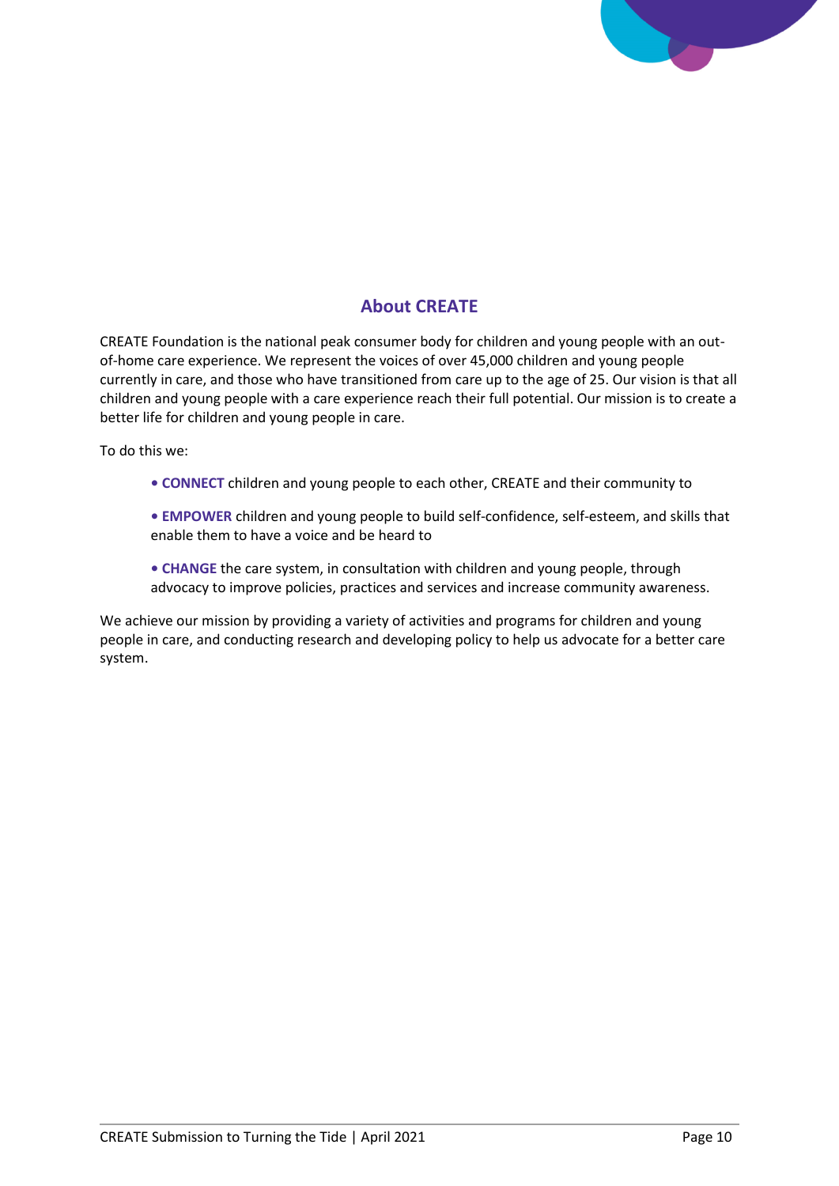## About CREATE

CREATE Foundation is the national peak consumer body for children and young people with an out-of-home care experience. We represent the voices of over 45,000 children and young people currently in care, and those who have transitioned from care up to the age of 25. Our vision is that all children and young people with a care experience reach their full potential. Our mission is to create a better life for children and young people in care.

To do this we:

- **CONNECT** children and young people to each other, CREATE and their community to
- **EMPOWER** children and young people to build self-confidence, self-esteem, and skills that enable them to have a voice and be heard to
- **CHANGE** the care system, in consultation with children and young people, through advocacy to improve policies, practices and services and increase community awareness.

We achieve our mission by providing a variety of activities and programs for children and young people in care, and conducting research and developing policy to help us advocate for a better care system.